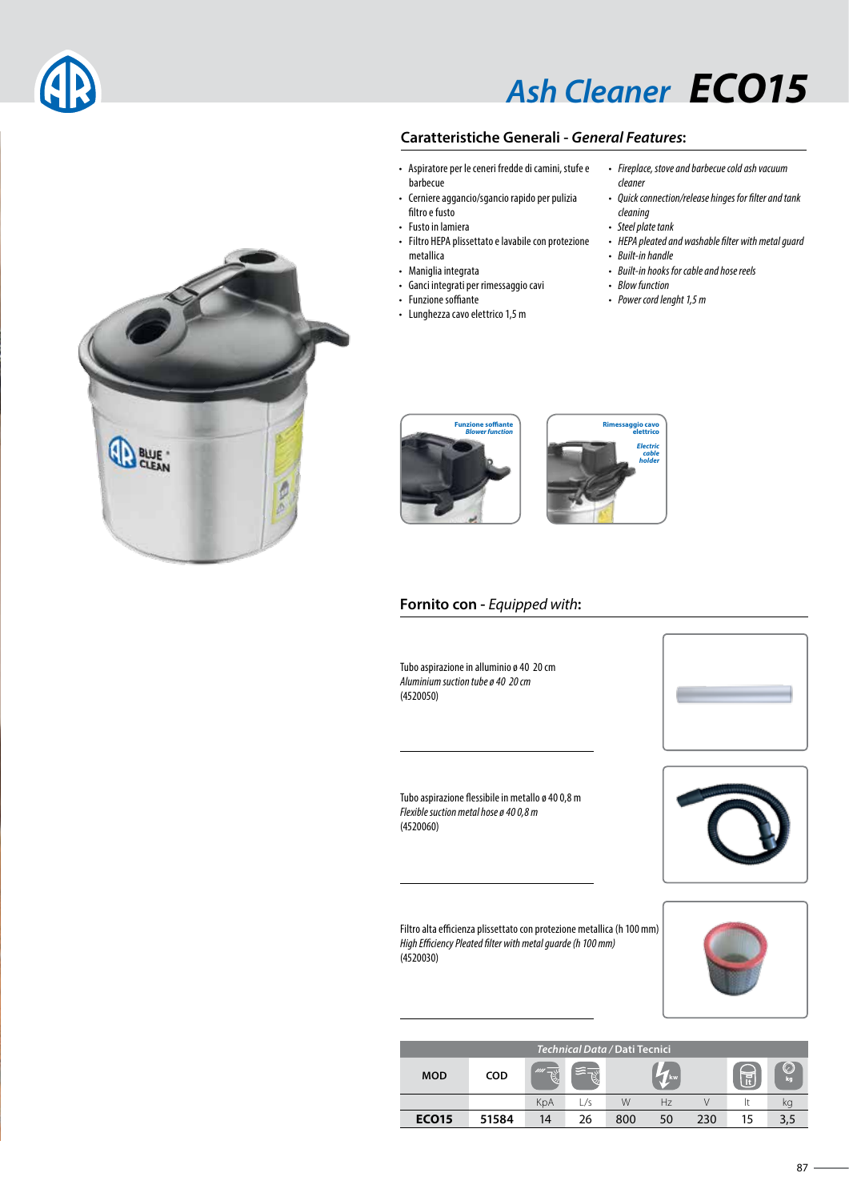# Ash Cleaner **ECO15**

## Caratteristiche Generali - *General Features*:

- Aspiratore per le ceneri fredde di camini, stufe e barbecue
- Cerniere aggancio/sgancio rapido per pulizia filtro e fusto
- Fusto in lamiera
- Filtro HEPA plissettato e lavabile con protezione metallica
- Maniglia integrata
- Ganci integrati per rimessaggio cavi
- Funzione soffiante
- Lunghezza cavo elettrico 1,5 m

- *Fireplace, stove and barbecue cold ash vacuum cleaner*
- *Quick connection/release hinges for filter and tank cleaning*
- *Steel plate tank*
- *HEPA pleated and washable filter with metal guard*
- *Built-in handle*
- *Built-in hooks for cable and hose reels*
- *Blow function*
- *Power cord lenght 1,5 m*

Funzione soffiante *Blower function*

Rimessaggio cavo elettrico *Electric cable holder*

## Fornito con - *Equipped with*:

Tubo aspirazione in alluminio ø 40 20 cm
*Aluminium suction tube ø 40 20 cm*
(4520050)

Tubo aspirazione flessibile in metallo ø 40 0,8 m
*Flexible suction metal hose ø 40 0,8 m*
(4520060)

Filtro alta efficienza plissettato con protezione metallica (h 100 mm)
*High Efficiency Pleated filter with metal guarde (h 100 mm)*
(4520030)

*Technical Data* / Dati Tecnici

| MOD | COD | | | | | | | |
|---|---|---|---|---|---|---|---|---|
| | | KpA | L/s | W | Hz | V | lt | kg |
| **ECO15** | **51584** | 14 | 26 | 800 | 50 | 230 | 15 | 3,5 |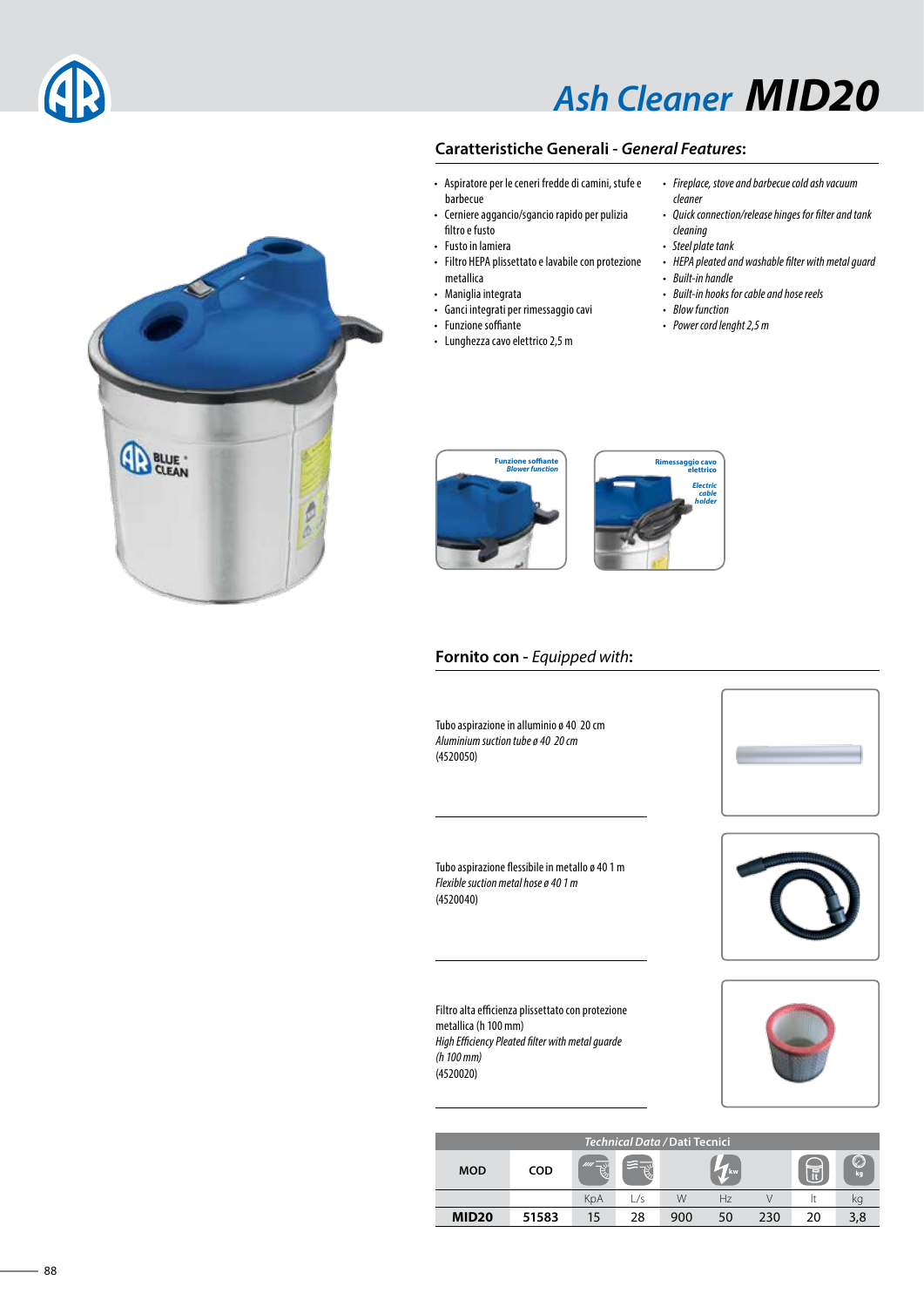# *Ash Cleaner* **MID20**

## Caratteristiche Generali - *General Features*:

- Aspiratore per le ceneri fredde di camini, stufe e barbecue
- Cerniere aggancio/sgancio rapido per pulizia filtro e fusto
- Fusto in lamiera
- Filtro HEPA plissettato e lavabile con protezione metallica
- Maniglia integrata
- Ganci integrati per rimessaggio cavi
- Funzione soffiante
- Lunghezza cavo elettrico 2,5 m

- *Fireplace, stove and barbecue cold ash vacuum cleaner*
- *Quick connection/release hinges for filter and tank cleaning*
- *Steel plate tank*
- *HEPA pleated and washable filter with metal guard*
- *Built-in handle*
- *Built-in hooks for cable and hose reels*
- *Blow function*
- *Power cord lenght 2,5 m*

Funzione soffiante
*Blower function*

Rimessaggio cavo elettrico
*Electric cable holder*

## Fornito con - *Equipped with*:

Tubo aspirazione in alluminio ø 40 20 cm
*Aluminium suction tube ø 40 20 cm*
(4520050)

Tubo aspirazione flessibile in metallo ø 40 1 m
*Flexible suction metal hose ø 40 1 m*
(4520040)

Filtro alta efficienza plissettato con protezione metallica (h 100 mm)
*High Efficiency Pleated filter with metal guarde (h 100 mm)*
(4520020)

| *Technical Data* / Dati Tecnici | | | | | | | | |
|---|---|---|---|---|---|---|---|---|
| MOD | COD | | | | | | | |
| | | KpA | L/s | W | Hz | V | lt | kg |
| **MID20** | **51583** | 15 | 28 | 900 | 50 | 230 | 20 | 3,8 |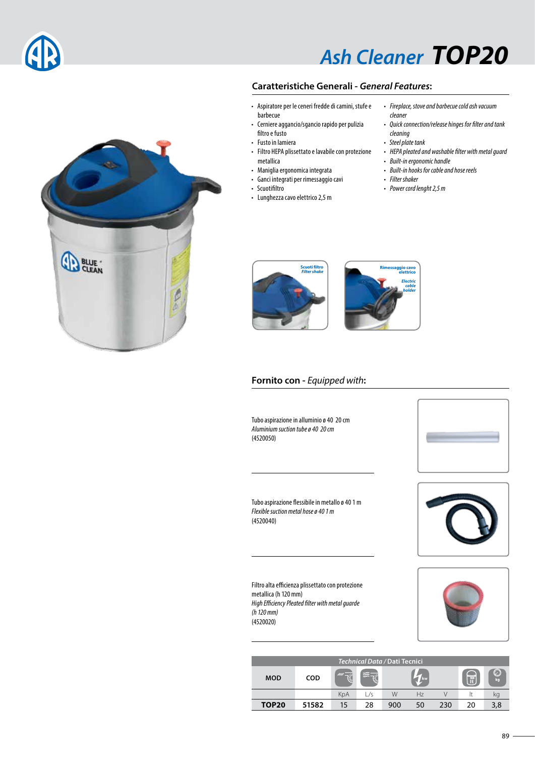# *Ash Cleaner* **TOP20**

## Caratteristiche Generali - *General Features*:

- Aspiratore per le ceneri fredde di camini, stufe e barbecue
- Cerniere aggancio/sgancio rapido per pulizia filtro e fusto
- Fusto in lamiera
- Filtro HEPA plissettato e lavabile con protezione metallica
- Maniglia ergonomica integrata
- Ganci integrati per rimessaggio cavi
- Scuotifiltro
- Lunghezza cavo elettrico 2,5 m

- *Fireplace, stove and barbecue cold ash vacuum cleaner*
- *Quick connection/release hinges for filter and tank cleaning*
- *Steel plate tank*
- *HEPA pleated and washable filter with metal guard*
- *Built-in ergonomic handle*
- *Built-in hooks for cable and hose reels*
- *Filter shaker*
- *Power cord lenght 2,5 m*

Scuoti filtro
*Filter shake*

Rimessaggio cavo elettrico
*Electric cable holder*

## Fornito con - *Equipped with*:

Tubo aspirazione in alluminio ø 40 20 cm
*Aluminium suction tube ø 40 20 cm*
(4520050)

Tubo aspirazione flessibile in metallo ø 40 1 m
*Flexible suction metal hose ø 40 1 m*
(4520040)

Filtro alta efficienza plissettato con protezione metallica (h 120 mm)
*High Efficiency Pleated filter with metal guarde (h 120 mm)*
(4520020)

| *Technical Data* / Dati Tecnici | | | | | | | | |
|---|---|---|---|---|---|---|---|---|
| MOD | COD | | | | | | | |
| | | KpA | L/s | W | Hz | V | lt | kg |
| **TOP20** | **51582** | 15 | 28 | 900 | 50 | 230 | 20 | 3,8 |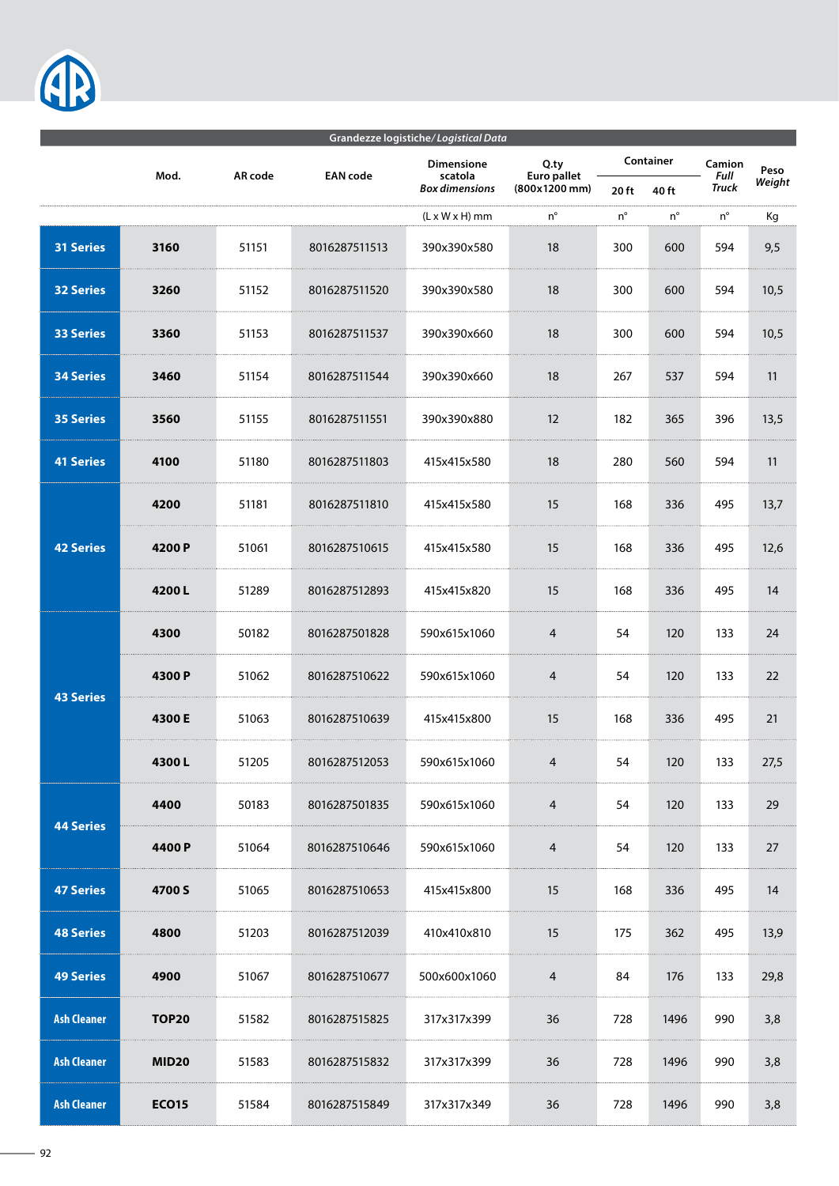| Grandezze logistiche/ *Logistical Data* | | | | | | | | | | |
|---|---|---|---|---|---|---|---|---|---|---|
| | Mod. | AR code | EAN code | Dimensione scatola *Box dimensions* | Q.ty Euro pallet (800x1200 mm) | Container | | Camion *Full Truck* | Peso *Weight* |
| | | | | | | 20 ft | 40 ft | | |
| | | | | (L x W x H) mm | n° | n° | n° | n° | Kg |
| **31 Series** | **3160** | 51151 | 8016287511513 | 390x390x580 | 18 | 300 | 600 | 594 | 9,5 |
| **32 Series** | **3260** | 51152 | 8016287511520 | 390x390x580 | 18 | 300 | 600 | 594 | 10,5 |
| **33 Series** | **3360** | 51153 | 8016287511537 | 390x390x660 | 18 | 300 | 600 | 594 | 10,5 |
| **34 Series** | **3460** | 51154 | 8016287511544 | 390x390x660 | 18 | 267 | 537 | 594 | 11 |
| **35 Series** | **3560** | 51155 | 8016287511551 | 390x390x880 | 12 | 182 | 365 | 396 | 13,5 |
| **41 Series** | **4100** | 51180 | 8016287511803 | 415x415x580 | 18 | 280 | 560 | 594 | 11 |
| **42 Series** | **4200** | 51181 | 8016287511810 | 415x415x580 | 15 | 168 | 336 | 495 | 13,7 |
| | **4200 P** | 51061 | 8016287510615 | 415x415x580 | 15 | 168 | 336 | 495 | 12,6 |
| | **4200 L** | 51289 | 8016287512893 | 415x415x820 | 15 | 168 | 336 | 495 | 14 |
| **43 Series** | **4300** | 50182 | 8016287501828 | 590x615x1060 | 4 | 54 | 120 | 133 | 24 |
| | **4300 P** | 51062 | 8016287510622 | 590x615x1060 | 4 | 54 | 120 | 133 | 22 |
| | **4300 E** | 51063 | 8016287510639 | 415x415x800 | 15 | 168 | 336 | 495 | 21 |
| | **4300 L** | 51205 | 8016287512053 | 590x615x1060 | 4 | 54 | 120 | 133 | 27,5 |
| **44 Series** | **4400** | 50183 | 8016287501835 | 590x615x1060 | 4 | 54 | 120 | 133 | 29 |
| | **4400 P** | 51064 | 8016287510646 | 590x615x1060 | 4 | 54 | 120 | 133 | 27 |
| **47 Series** | **4700 S** | 51065 | 8016287510653 | 415x415x800 | 15 | 168 | 336 | 495 | 14 |
| **48 Series** | **4800** | 51203 | 8016287512039 | 410x410x810 | 15 | 175 | 362 | 495 | 13,9 |
| **49 Series** | **4900** | 51067 | 8016287510677 | 500x600x1060 | 4 | 84 | 176 | 133 | 29,8 |
| **Ash Cleaner** | **TOP20** | 51582 | 8016287515825 | 317x317x399 | 36 | 728 | 1496 | 990 | 3,8 |
| **Ash Cleaner** | **MID20** | 51583 | 8016287515832 | 317x317x399 | 36 | 728 | 1496 | 990 | 3,8 |
| **Ash Cleaner** | **ECO15** | 51584 | 8016287515849 | 317x317x349 | 36 | 728 | 1496 | 990 | 3,8 |